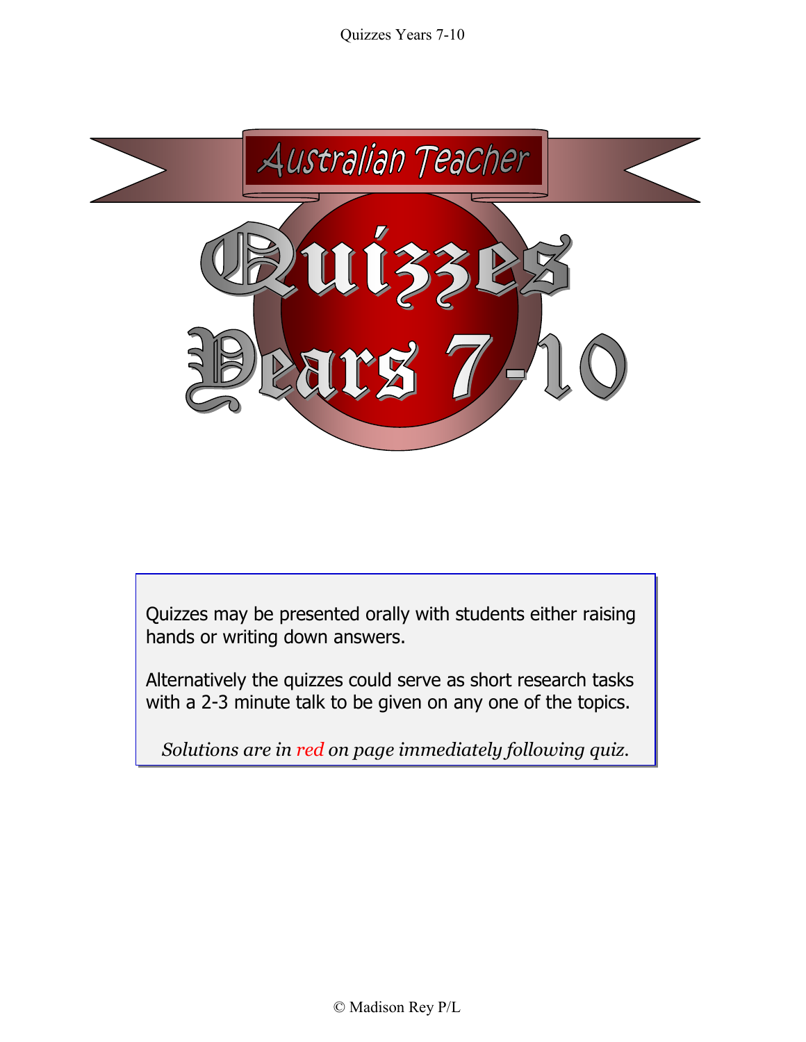# Australian Teacher

# Quizzes Years 7-10

Quizzes may be presented orally with students either raising hands or writing down answers.

Alternatively the quizzes could serve as short research tasks with a 2-3 minute talk to be given on any one of the topics.

*Solutions are in red on page immediately following quiz.*

© Madison Rey P/L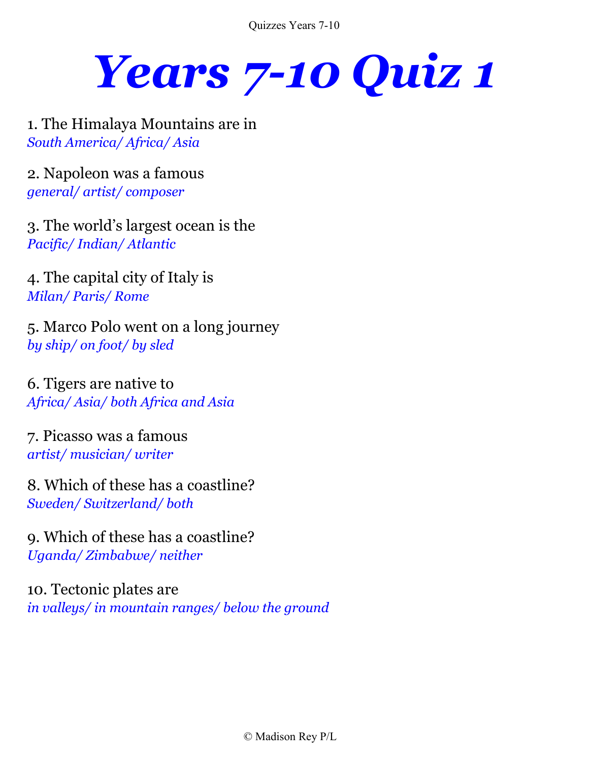# Years 7-10 Quiz 1

1. The Himalaya Mountains are in
*South America/ Africa/ Asia*

2. Napoleon was a famous
*general/ artist/ composer*

3. The world's largest ocean is the
*Pacific/ Indian/ Atlantic*

4. The capital city of Italy is
*Milan/ Paris/ Rome*

5. Marco Polo went on a long journey
*by ship/ on foot/ by sled*

6. Tigers are native to
*Africa/ Asia/ both Africa and Asia*

7. Picasso was a famous
*artist/ musician/ writer*

8. Which of these has a coastline?
*Sweden/ Switzerland/ both*

9. Which of these has a coastline?
*Uganda/ Zimbabwe/ neither*

10. Tectonic plates are
*in valleys/ in mountain ranges/ below the ground*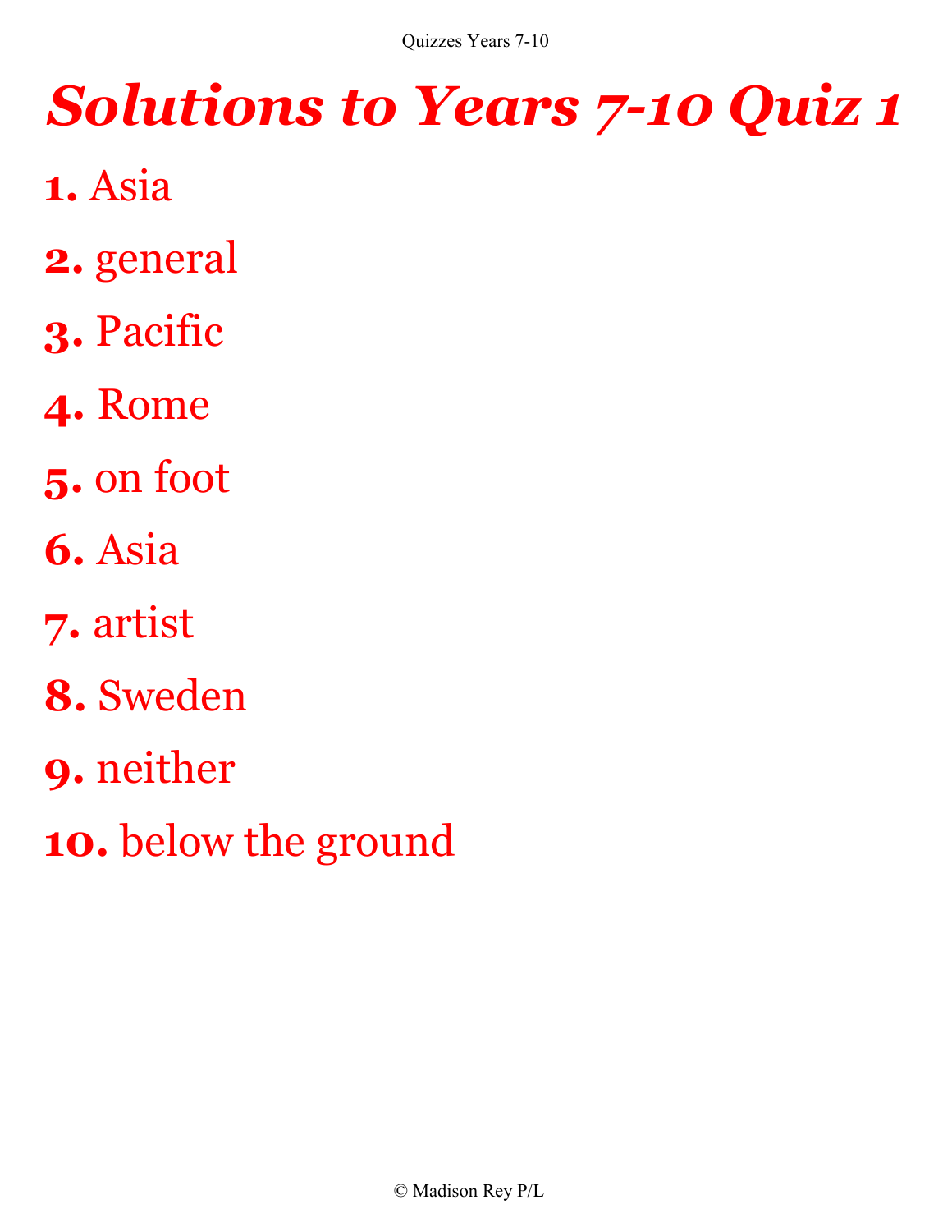# *Solutions to Years 7-10 Quiz 1*

**1.** Asia

**2.** general

**3.** Pacific

**4.** Rome

**5.** on foot

**6.** Asia

**7.** artist

**8.** Sweden

**9.** neither

**10.** below the ground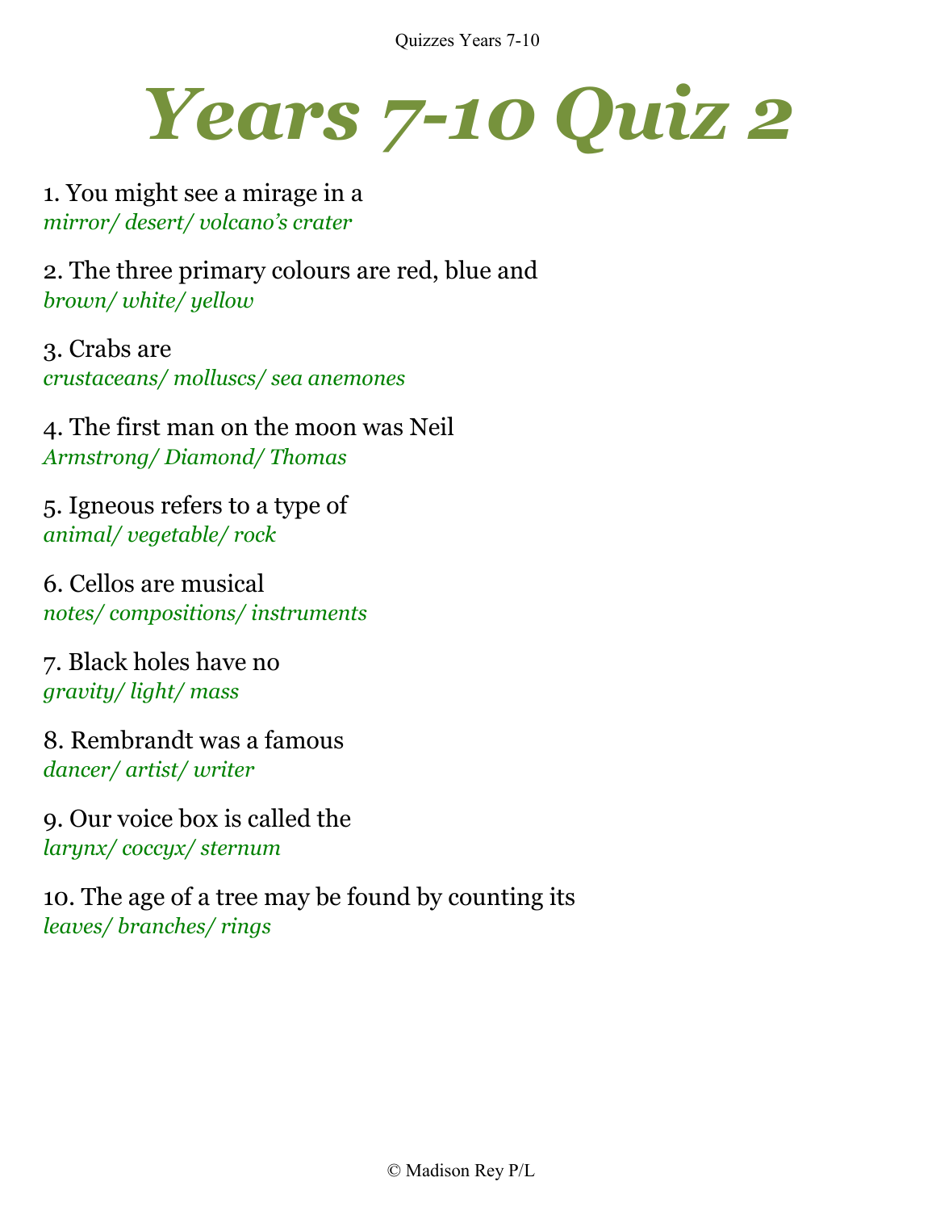# *Years 7-10 Quiz 2*

1. You might see a mirage in a
*mirror/ desert/ volcano's crater*

2. The three primary colours are red, blue and
*brown/ white/ yellow*

3. Crabs are
*crustaceans/ molluscs/ sea anemones*

4. The first man on the moon was Neil
*Armstrong/ Diamond/ Thomas*

5. Igneous refers to a type of
*animal/ vegetable/ rock*

6. Cellos are musical
*notes/ compositions/ instruments*

7. Black holes have no
*gravity/ light/ mass*

8. Rembrandt was a famous
*dancer/ artist/ writer*

9. Our voice box is called the
*larynx/ coccyx/ sternum*

10. The age of a tree may be found by counting its
*leaves/ branches/ rings*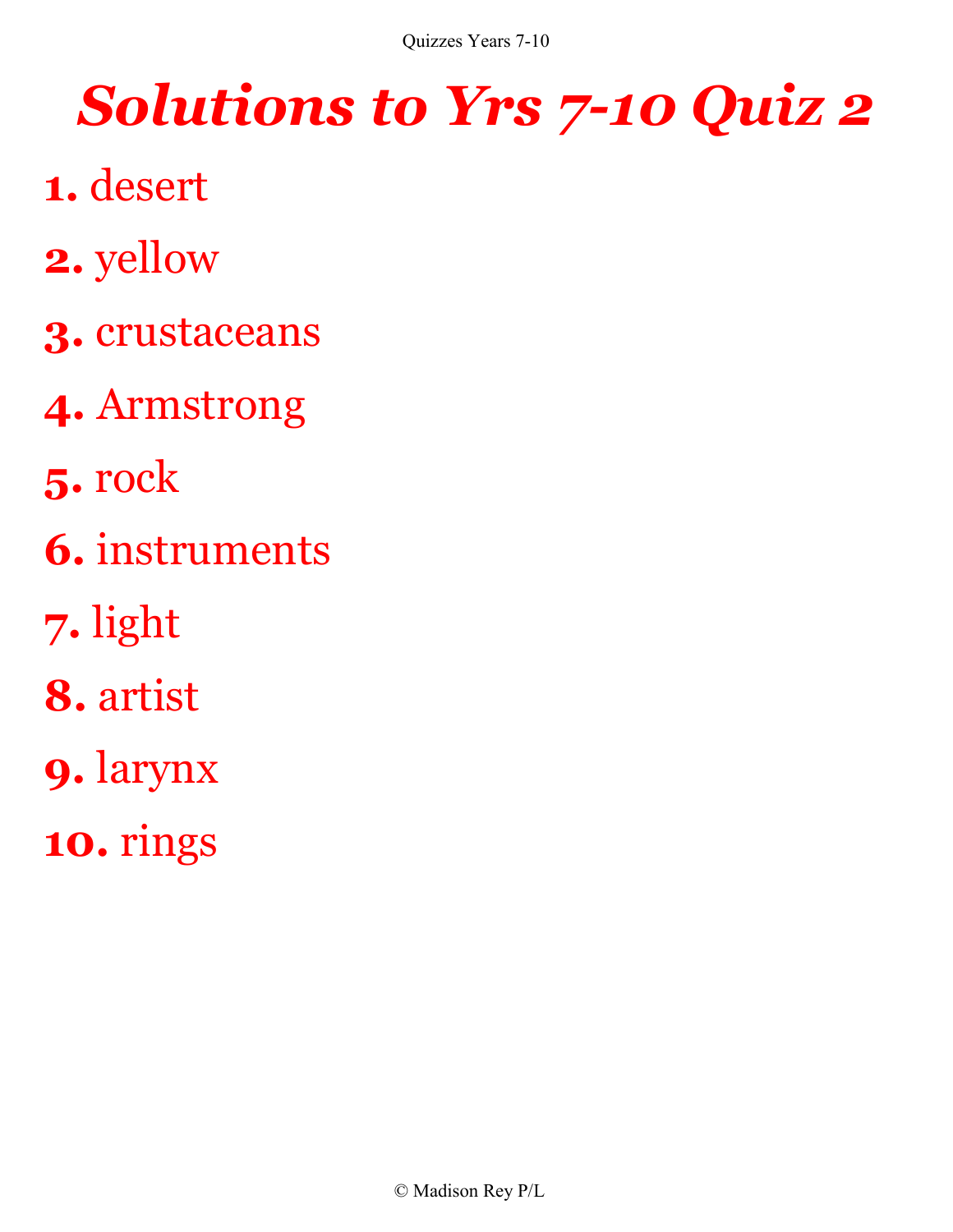# *Solutions to Yrs 7-10 Quiz 2*

**1.** desert

**2.** yellow

**3.** crustaceans

**4.** Armstrong

**5.** rock

**6.** instruments

**7.** light

**8.** artist

**9.** larynx

**10.** rings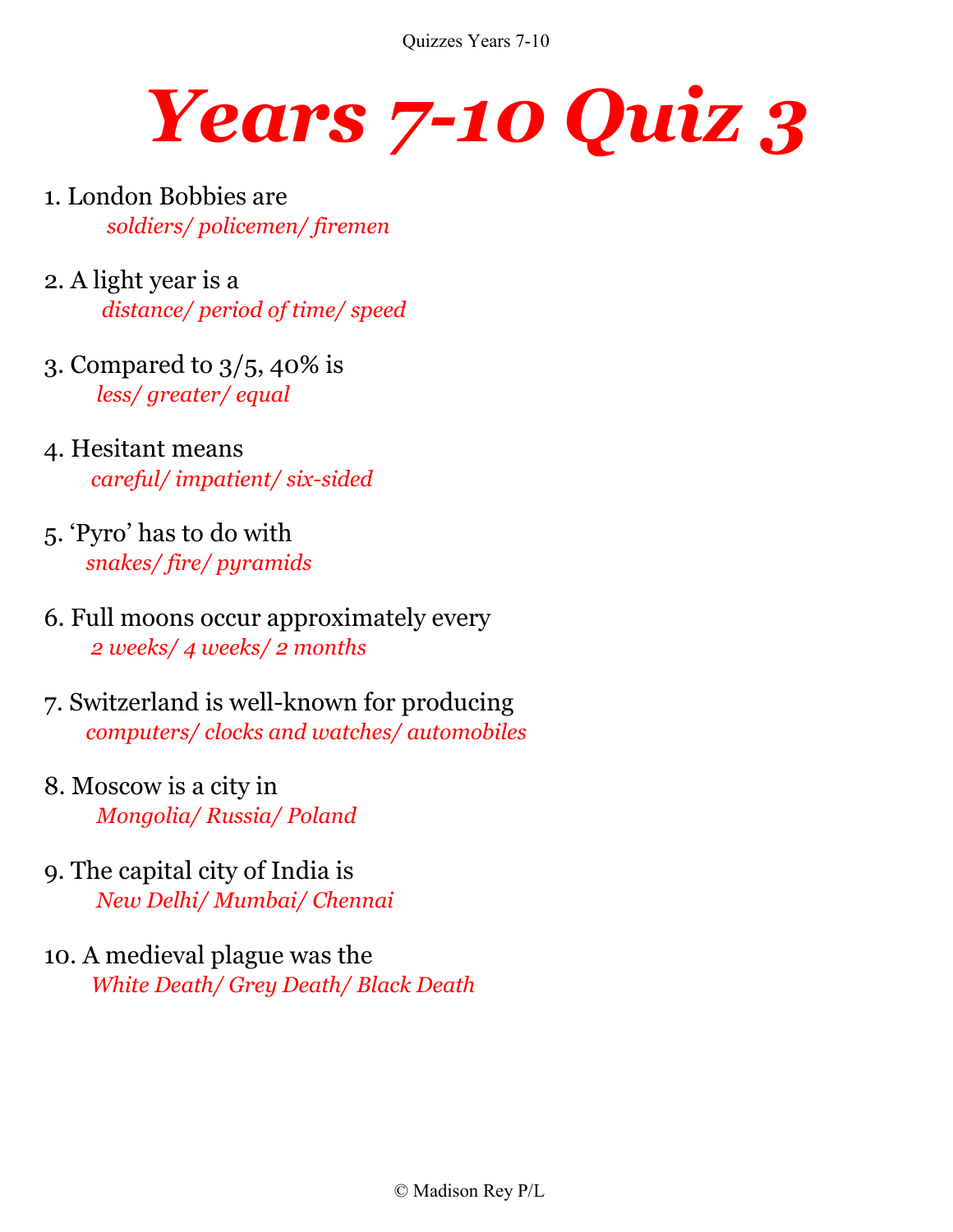# *Years 7-10 Quiz 3*

1. London Bobbies are
   *soldiers/ policemen/ firemen*

2. A light year is a
   *distance/ period of time/ speed*

3. Compared to 3/5, 40% is
   *less/ greater/ equal*

4. Hesitant means
   *careful/ impatient/ six-sided*

5. ‘Pyro’ has to do with
   *snakes/ fire/ pyramids*

6. Full moons occur approximately every
   *2 weeks/ 4 weeks/ 2 months*

7. Switzerland is well-known for producing
   *computers/ clocks and watches/ automobiles*

8. Moscow is a city in
   *Mongolia/ Russia/ Poland*

9. The capital city of India is
   *New Delhi/ Mumbai/ Chennai*

10. A medieval plague was the
    *White Death/ Grey Death/ Black Death*

© Madison Rey P/L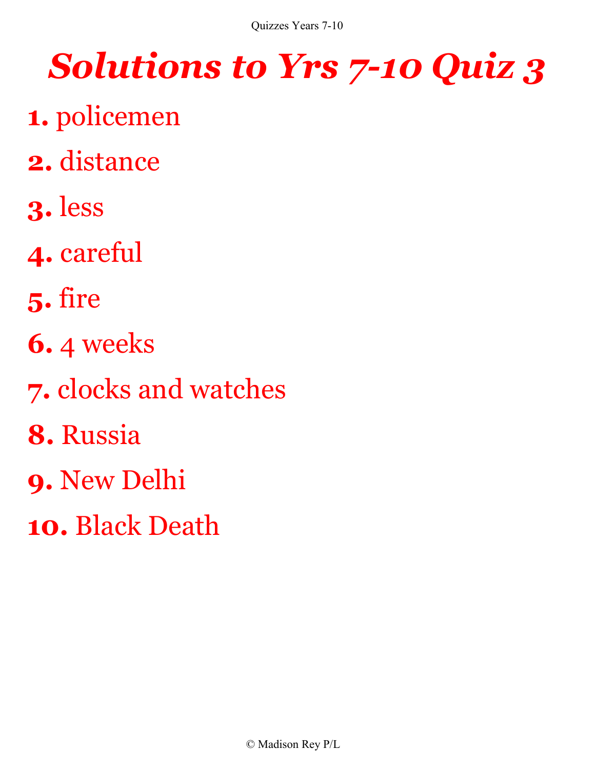# *Solutions to Yrs 7-10 Quiz 3*

**1.** policemen

**2.** distance

**3.** less

**4.** careful

**5.** fire

**6.** 4 weeks

**7.** clocks and watches

**8.** Russia

**9.** New Delhi

**10.** Black Death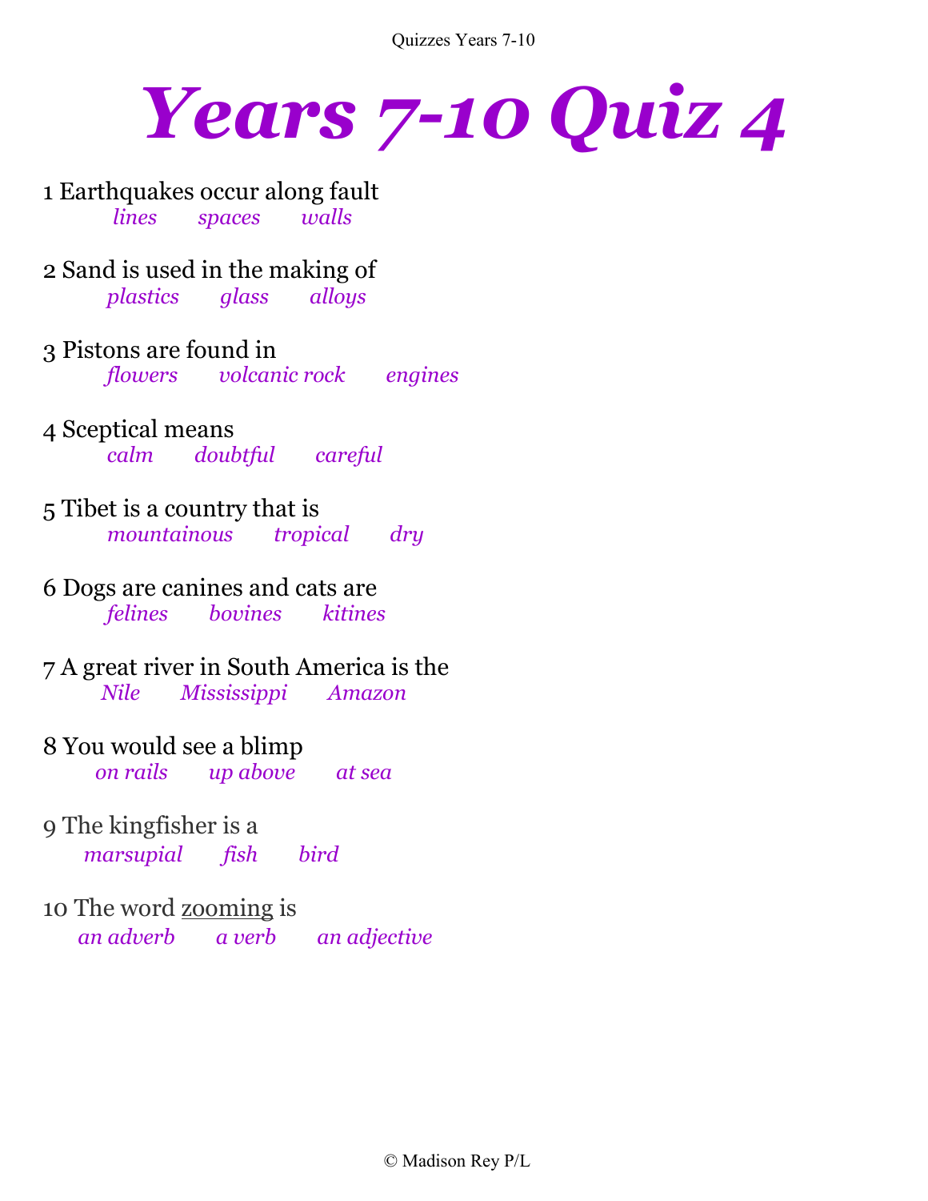# *Years 7-10 Quiz 4*

1 Earthquakes occur along fault
*lines* *spaces* *walls*

2 Sand is used in the making of
*plastics* *glass* *alloys*

3 Pistons are found in
*flowers* *volcanic rock* *engines*

4 Sceptical means
*calm* *doubtful* *careful*

5 Tibet is a country that is
*mountainous* *tropical* *dry*

6 Dogs are canines and cats are
*felines* *bovines* *kitines*

7 A great river in South America is the
*Nile* *Mississippi* *Amazon*

8 You would see a blimp
*on rails* *up above* *at sea*

9 The kingfisher is a
*marsupial* *fish* *bird*

10 The word <u>zooming</u> is
*an adverb* *a verb* *an adjective*

© Madison Rey P/L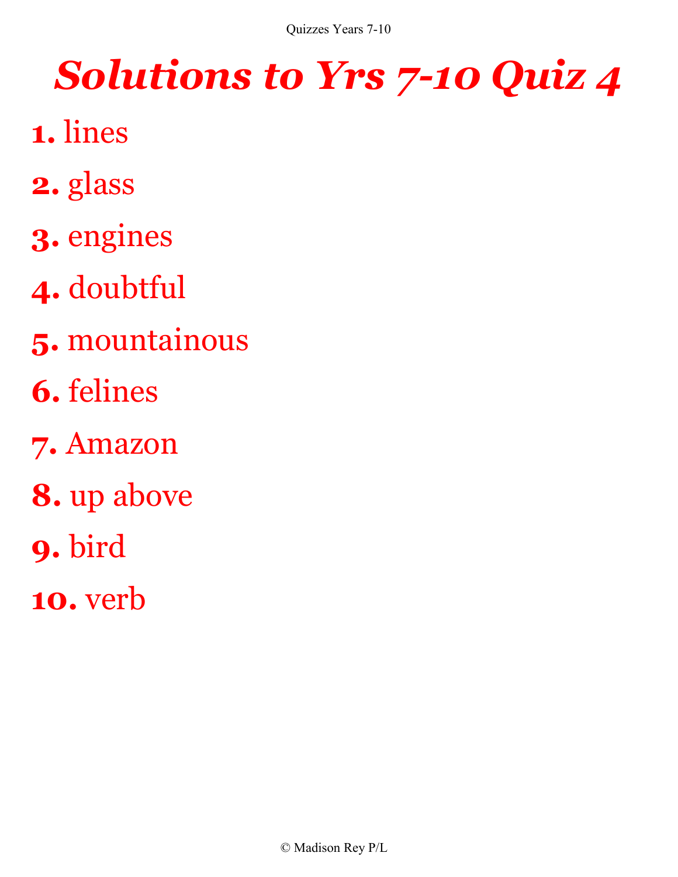# *Solutions to Yrs 7-10 Quiz 4*

**1.** lines

**2.** glass

**3.** engines

**4.** doubtful

**5.** mountainous

**6.** felines

**7.** Amazon

**8.** up above

**9.** bird

**10.** verb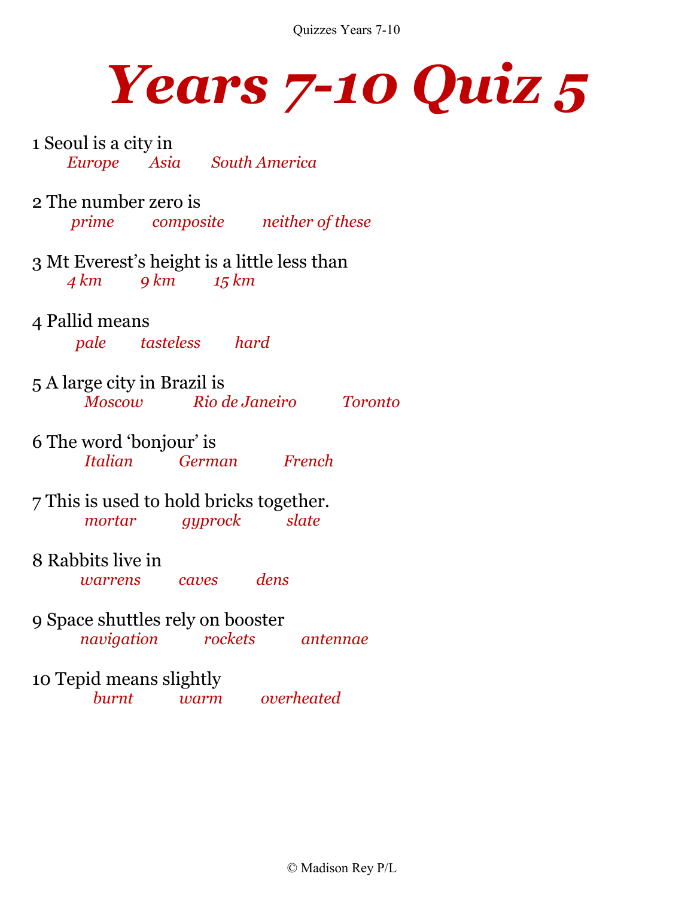# *Years 7-10 Quiz 5*

1 Seoul is a city in

*Europe Asia South America*

2 The number zero is

*prime composite neither of these*

3 Mt Everest's height is a little less than

*4 km 9 km 15 km*

4 Pallid means

*pale tasteless hard*

5 A large city in Brazil is

*Moscow Rio de Janeiro Toronto*

6 The word 'bonjour' is

*Italian German French*

7 This is used to hold bricks together.

*mortar gyprock slate*

8 Rabbits live in

*warrens caves dens*

9 Space shuttles rely on booster

*navigation rockets antennae*

10 Tepid means slightly

*burnt warm overheated*

© Madison Rey P/L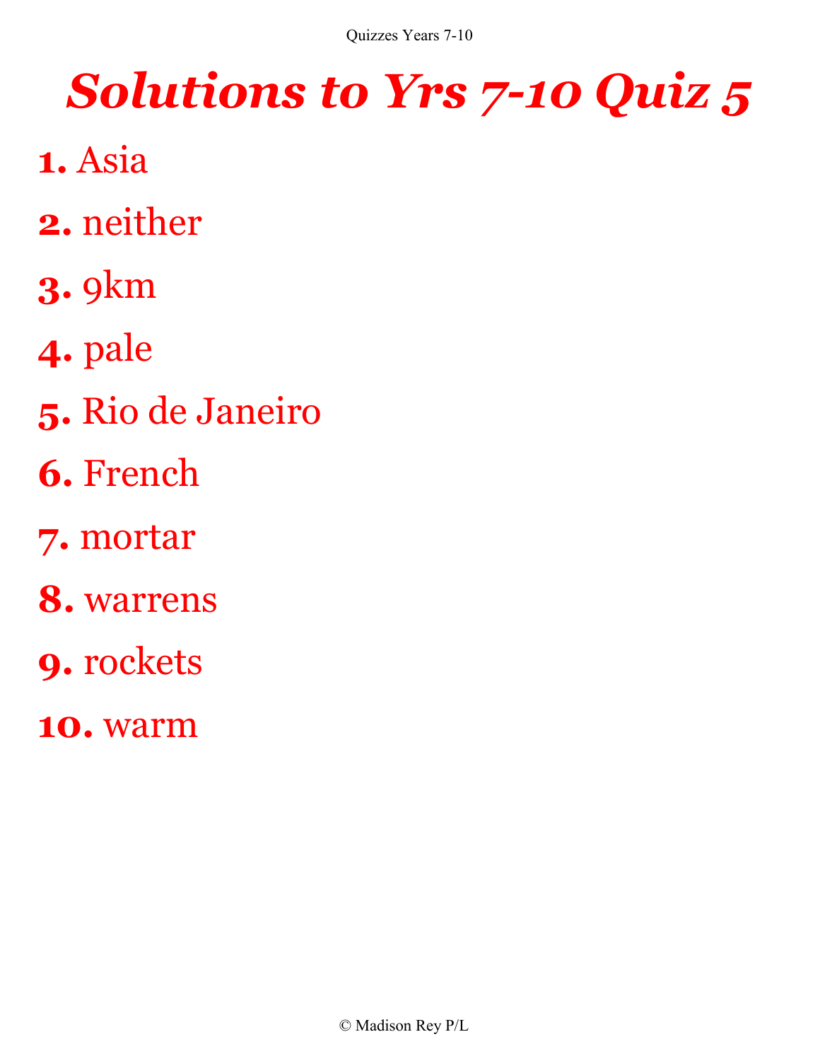# *Solutions to Yrs 7-10 Quiz 5*

**1.** Asia

**2.** neither

**3.** 9km

**4.** pale

**5.** Rio de Janeiro

**6.** French

**7.** mortar

**8.** warrens

**9.** rockets

**10.** warm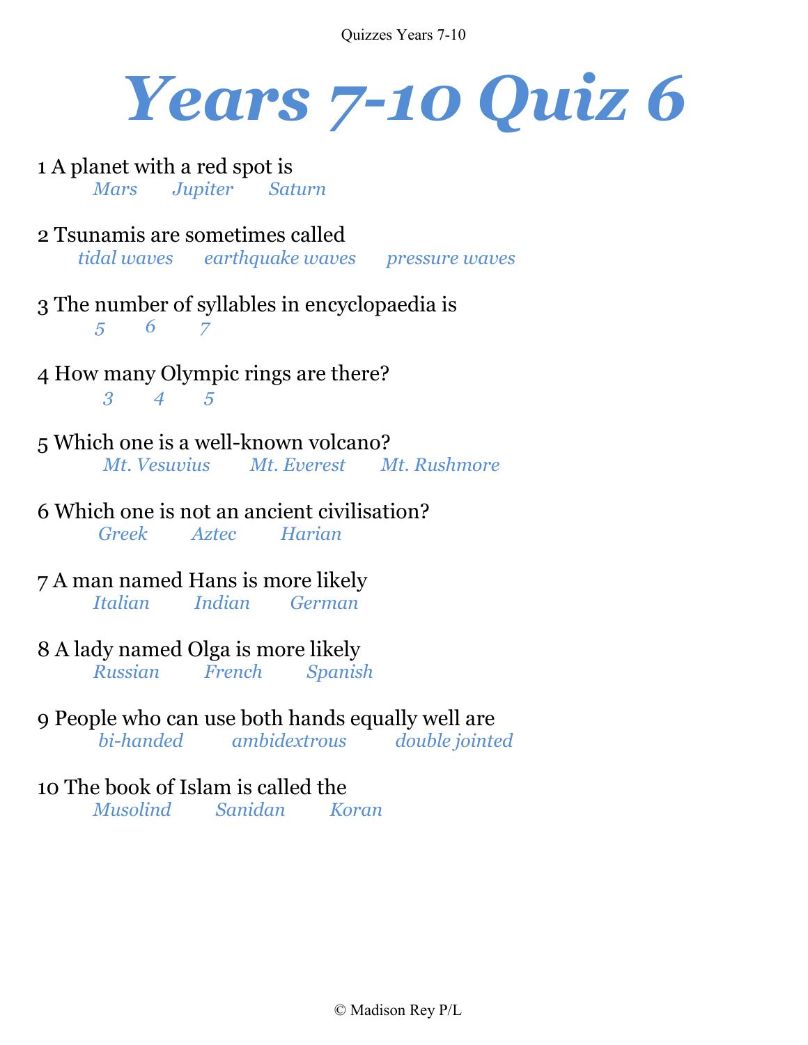# Years 7-10 Quiz 6

1 A planet with a red spot is

*Mars Jupiter Saturn*

2 Tsunamis are sometimes called

*tidal waves earthquake waves pressure waves*

3 The number of syllables in encyclopaedia is

*5 6 7*

4 How many Olympic rings are there?

*3 4 5*

5 Which one is a well-known volcano?

*Mt. Vesuvius Mt. Everest Mt. Rushmore*

6 Which one is not an ancient civilisation?

*Greek Aztec Harian*

7 A man named Hans is more likely

*Italian Indian German*

8 A lady named Olga is more likely

*Russian French Spanish*

9 People who can use both hands equally well are

*bi-handed ambidextrous double jointed*

10 The book of Islam is called the

*Musolind Sanidan Koran*

© Madison Rey P/L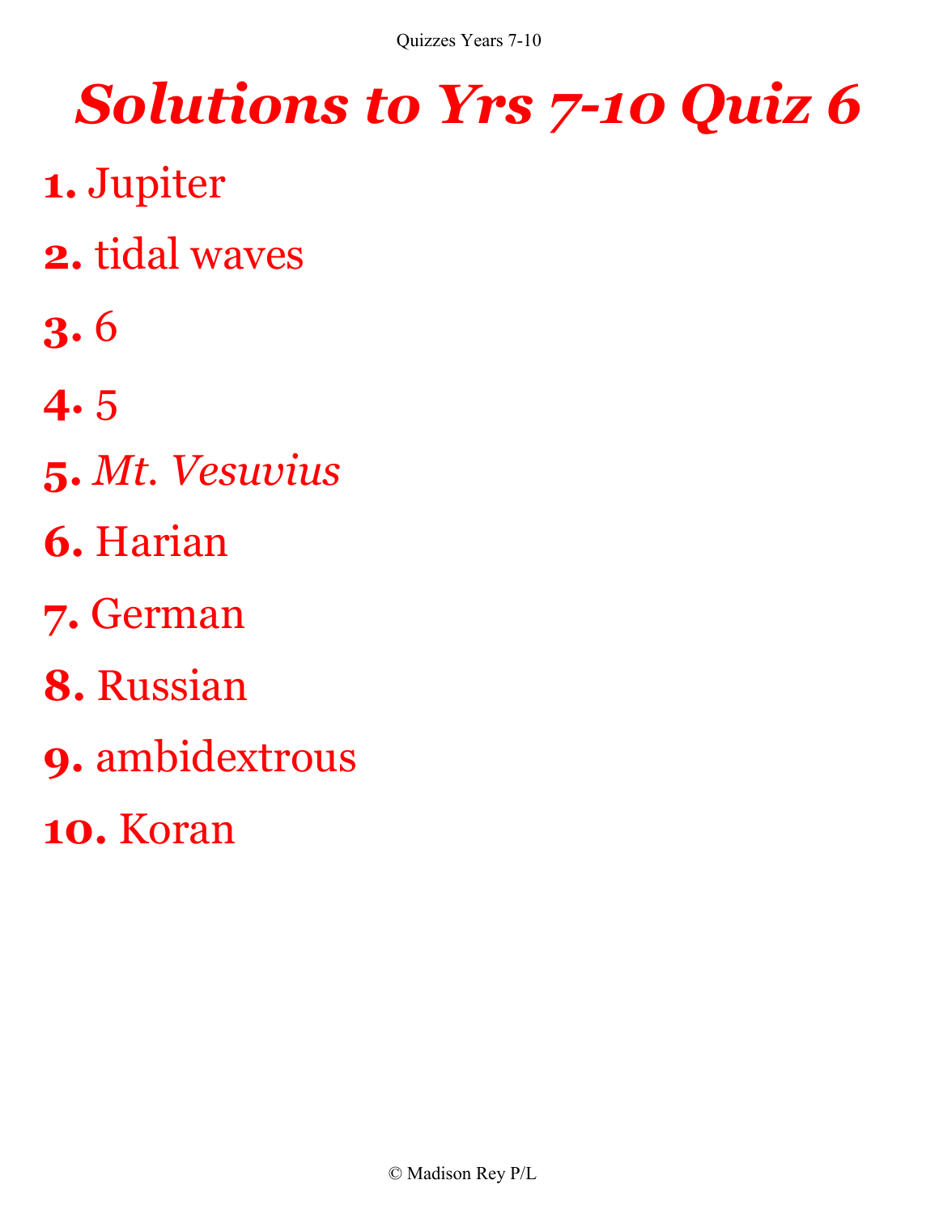# *Solutions to Yrs 7-10 Quiz 6*

**1.** Jupiter

**2.** tidal waves

**3.** 6

**4.** 5

**5.** *Mt. Vesuvius*

**6.** Harian

**7.** German

**8.** Russian

**9.** ambidextrous

**10.** Koran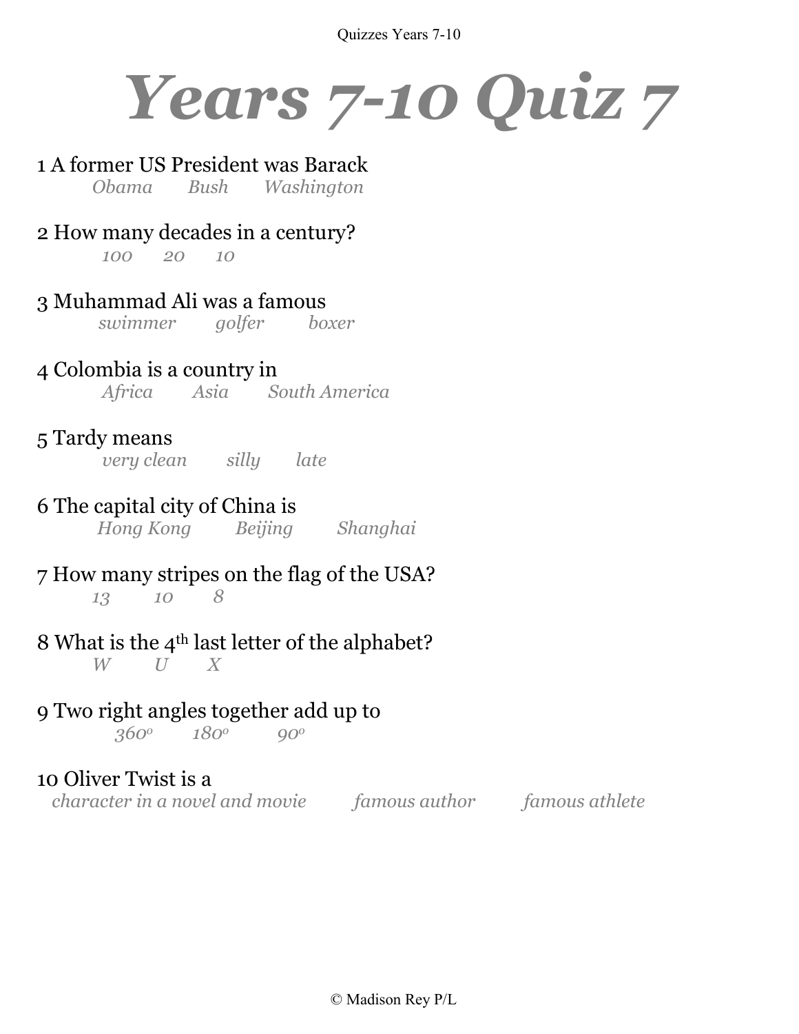# Years 7-10 Quiz 7

1 A former US President was Barack
*Obama Bush Washington*

2 How many decades in a century?
*100 20 10*

3 Muhammad Ali was a famous
*swimmer golfer boxer*

4 Colombia is a country in
*Africa Asia South America*

5 Tardy means
*very clean silly late*

6 The capital city of China is
*Hong Kong Beijing Shanghai*

7 How many stripes on the flag of the USA?
*13 10 8*

8 What is the $4^{th}$ last letter of the alphabet?
*W U X*

9 Two right angles together add up to
*$360^o$ $180^o$ $90^o$*

10 Oliver Twist is a
*character in a novel and movie famous author famous athlete*

© Madison Rey P/L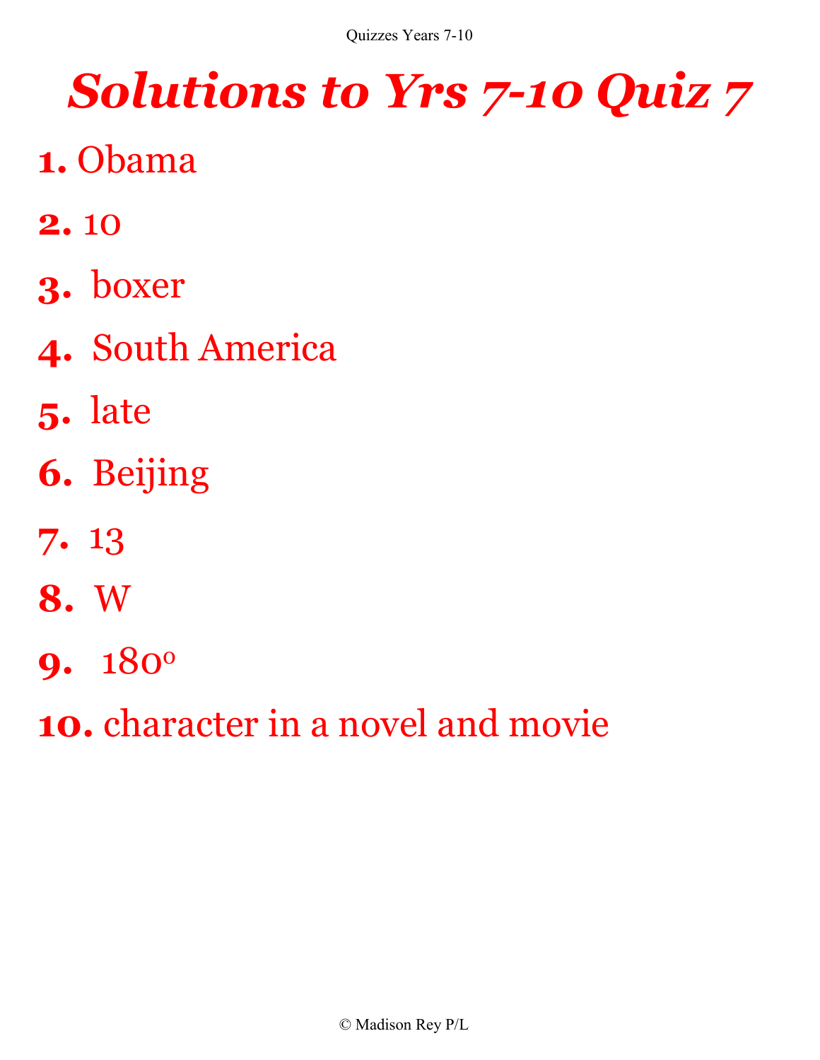# *Solutions to Yrs 7-10 Quiz 7*

**1.** Obama

**2.** 10

**3.** boxer

**4.** South America

**5.** late

**6.** Beijing

**7.** 13

**8.** W

**9.** $180^{o}$

**10.** character in a novel and movie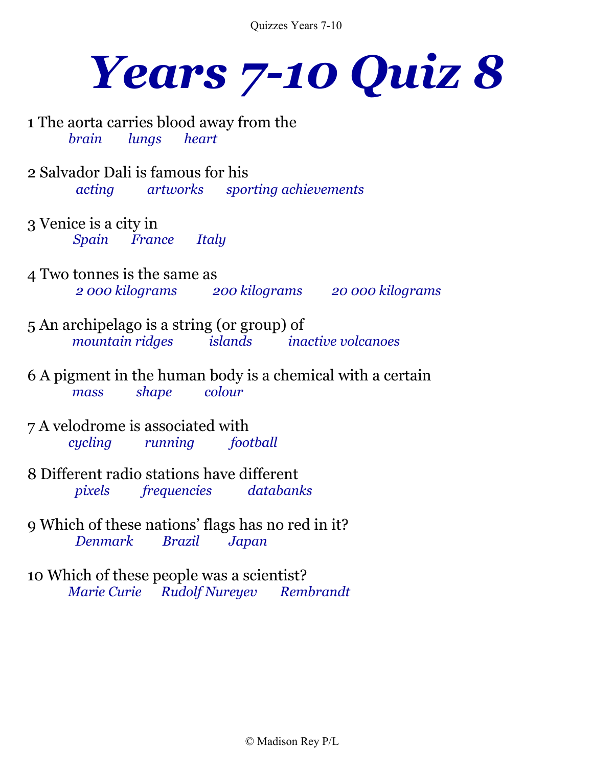# Years 7-10 Quiz 8

1 The aorta carries blood away from the

*brain      lungs      heart*

2 Salvador Dali is famous for his

*acting      artworks      sporting achievements*

3 Venice is a city in

*Spain      France      Italy*

4 Two tonnes is the same as

*2 000 kilograms      200 kilograms      20 000 kilograms*

5 An archipelago is a string (or group) of

*mountain ridges      islands      inactive volcanoes*

6 A pigment in the human body is a chemical with a certain

*mass      shape      colour*

7 A velodrome is associated with

*cycling      running      football*

8 Different radio stations have different

*pixels      frequencies      databanks*

9 Which of these nations' flags has no red in it?

*Denmark      Brazil      Japan*

10 Which of these people was a scientist?

*Marie Curie      Rudolf Nureyev      Rembrandt*

© Madison Rey P/L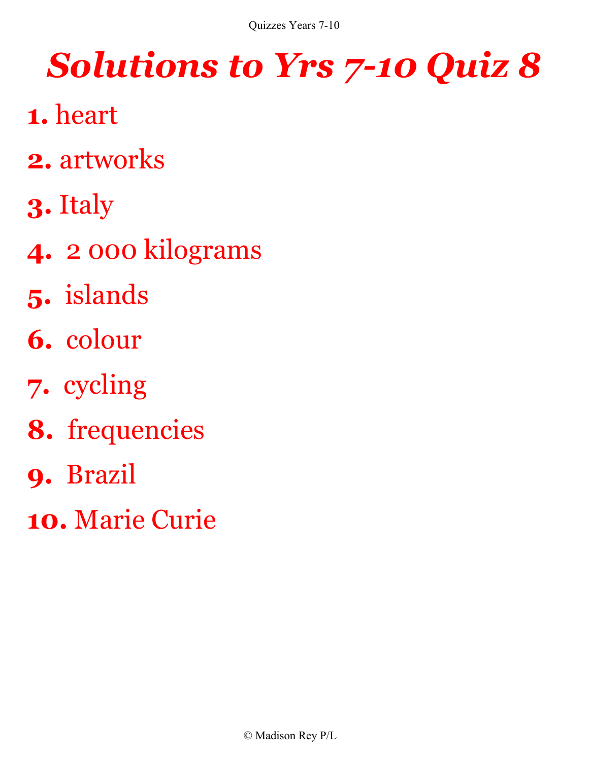# *Solutions to Yrs 7-10 Quiz 8*

**1.** heart

**2.** artworks

**3.** Italy

**4.** 2 000 kilograms

**5.** islands

**6.** colour

**7.** cycling

**8.** frequencies

**9.** Brazil

**10.** Marie Curie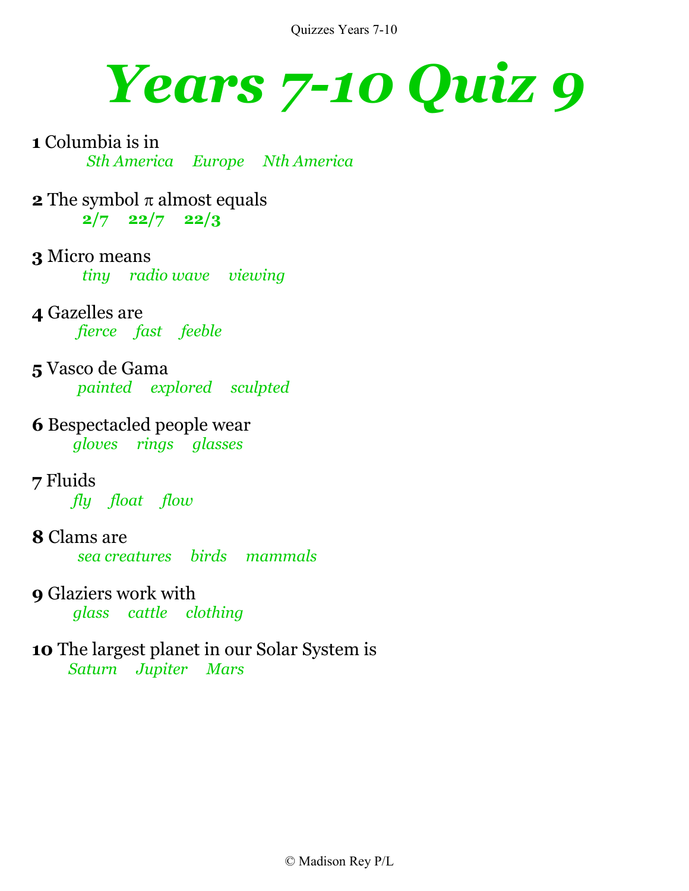# *Years 7-10 Quiz 9*

**1** Columbia is in

*Sth America* *Europe* *Nth America*

**2** The symbol π almost equals

**2/7** **22/7** **22/3**

**3** Micro means

*tiny* *radio wave* *viewing*

**4** Gazelles are

*fierce* *fast* *feeble*

**5** Vasco de Gama

*painted* *explored* *sculpted*

**6** Bespectacled people wear

*gloves* *rings* *glasses*

**7** Fluids

*fly* *float* *flow*

**8** Clams are

*sea creatures* *birds* *mammals*

**9** Glaziers work with

*glass* *cattle* *clothing*

**10** The largest planet in our Solar System is

*Saturn* *Jupiter* *Mars*

© Madison Rey P/L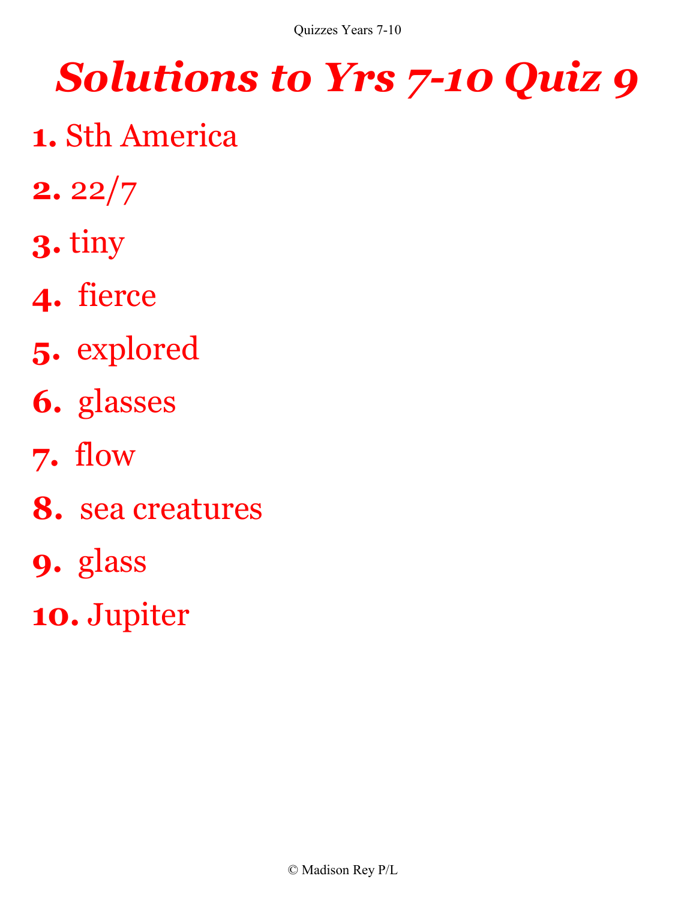# *Solutions to Yrs 7-10 Quiz 9*

**1.** Sth America

**2.** 22/7

**3.** tiny

**4.** fierce

**5.** explored

**6.** glasses

**7.** flow

**8.** sea creatures

**9.** glass

**10.** Jupiter